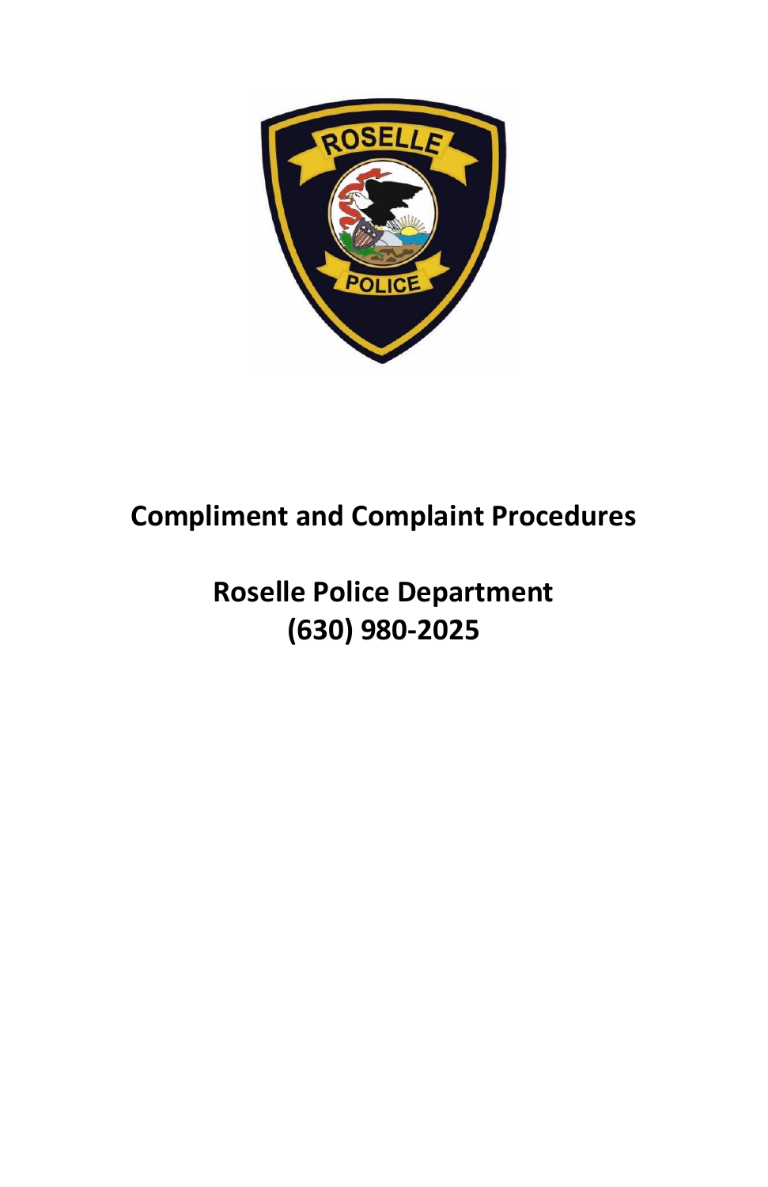# Compliment and Complaint Procedures

## Roselle Police Department
## (630) 980-2025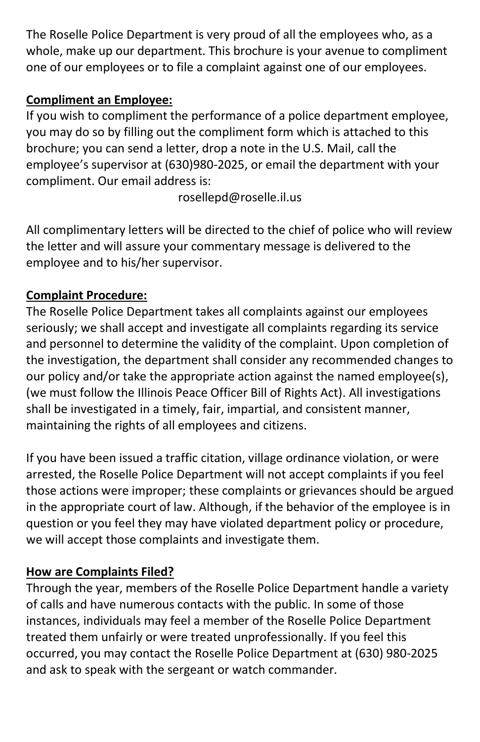The Roselle Police Department is very proud of all the employees who, as a whole, make up our department. This brochure is your avenue to compliment one of our employees or to file a complaint against one of our employees.

**Compliment an Employee:**

If you wish to compliment the performance of a police department employee, you may do so by filling out the compliment form which is attached to this brochure; you can send a letter, drop a note in the U.S. Mail, call the employee's supervisor at (630)980-2025, or email the department with your compliment. Our email address is:

rosellepd@roselle.il.us

All complimentary letters will be directed to the chief of police who will review the letter and will assure your commentary message is delivered to the employee and to his/her supervisor.

**Complaint Procedure:**

The Roselle Police Department takes all complaints against our employees seriously; we shall accept and investigate all complaints regarding its service and personnel to determine the validity of the complaint. Upon completion of the investigation, the department shall consider any recommended changes to our policy and/or take the appropriate action against the named employee(s), (we must follow the Illinois Peace Officer Bill of Rights Act). All investigations shall be investigated in a timely, fair, impartial, and consistent manner, maintaining the rights of all employees and citizens.

If you have been issued a traffic citation, village ordinance violation, or were arrested, the Roselle Police Department will not accept complaints if you feel those actions were improper; these complaints or grievances should be argued in the appropriate court of law. Although, if the behavior of the employee is in question or you feel they may have violated department policy or procedure, we will accept those complaints and investigate them.

**How are Complaints Filed?**

Through the year, members of the Roselle Police Department handle a variety of calls and have numerous contacts with the public. In some of those instances, individuals may feel a member of the Roselle Police Department treated them unfairly or were treated unprofessionally. If you feel this occurred, you may contact the Roselle Police Department at (630) 980-2025 and ask to speak with the sergeant or watch commander.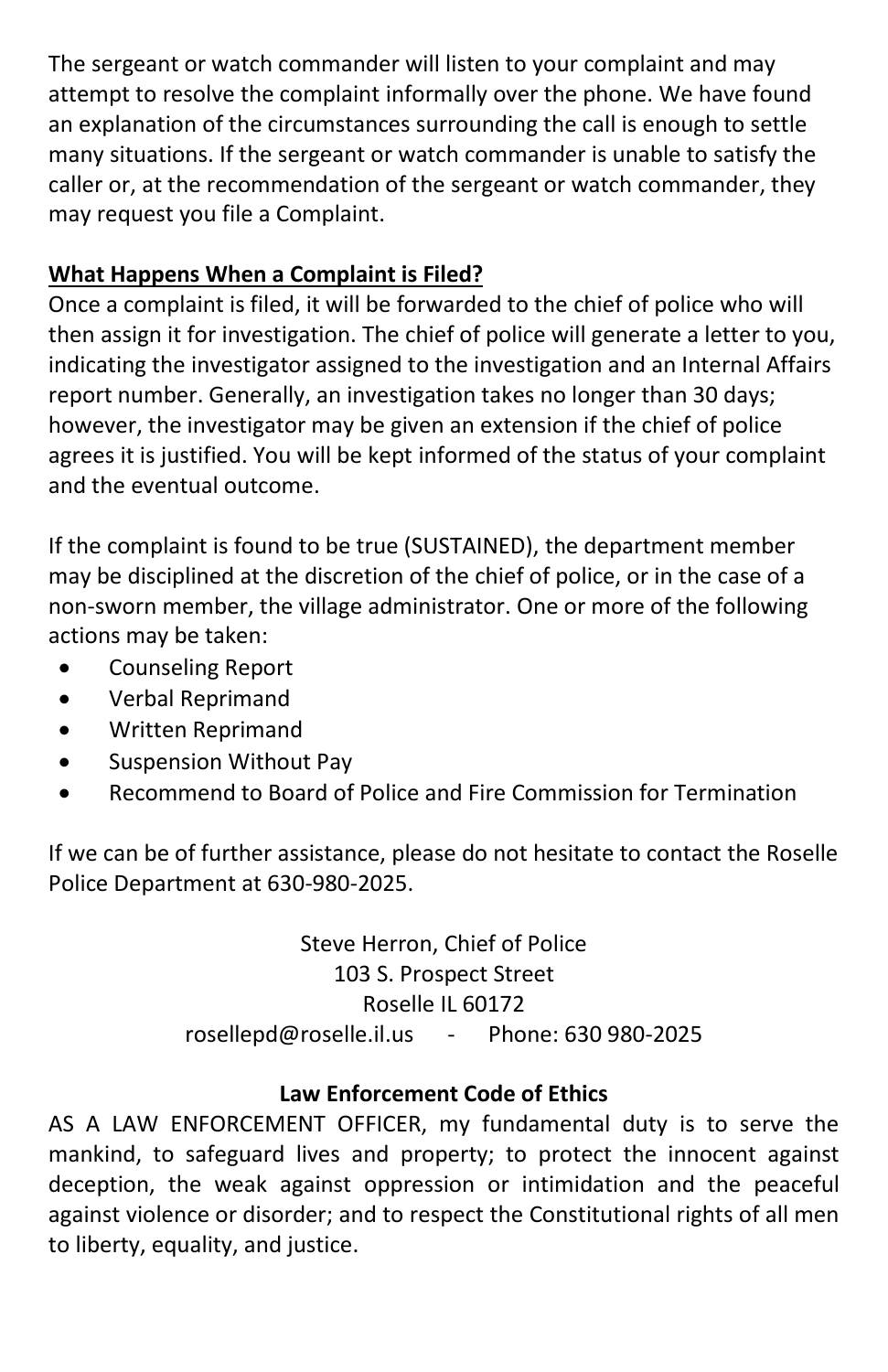The sergeant or watch commander will listen to your complaint and may attempt to resolve the complaint informally over the phone. We have found an explanation of the circumstances surrounding the call is enough to settle many situations. If the sergeant or watch commander is unable to satisfy the caller or, at the recommendation of the sergeant or watch commander, they may request you file a Complaint.

**What Happens When a Complaint is Filed?**

Once a complaint is filed, it will be forwarded to the chief of police who will then assign it for investigation. The chief of police will generate a letter to you, indicating the investigator assigned to the investigation and an Internal Affairs report number. Generally, an investigation takes no longer than 30 days; however, the investigator may be given an extension if the chief of police agrees it is justified. You will be kept informed of the status of your complaint and the eventual outcome.

If the complaint is found to be true (SUSTAINED), the department member may be disciplined at the discretion of the chief of police, or in the case of a non-sworn member, the village administrator. One or more of the following actions may be taken:

- Counseling Report
- Verbal Reprimand
- Written Reprimand
- Suspension Without Pay
- Recommend to Board of Police and Fire Commission for Termination

If we can be of further assistance, please do not hesitate to contact the Roselle Police Department at 630-980-2025.

Steve Herron, Chief of Police
103 S. Prospect Street
Roselle IL 60172
rosellepd@roselle.il.us - Phone: 630 980-2025

**Law Enforcement Code of Ethics**

AS A LAW ENFORCEMENT OFFICER, my fundamental duty is to serve the mankind, to safeguard lives and property; to protect the innocent against deception, the weak against oppression or intimidation and the peaceful against violence or disorder; and to respect the Constitutional rights of all men to liberty, equality, and justice.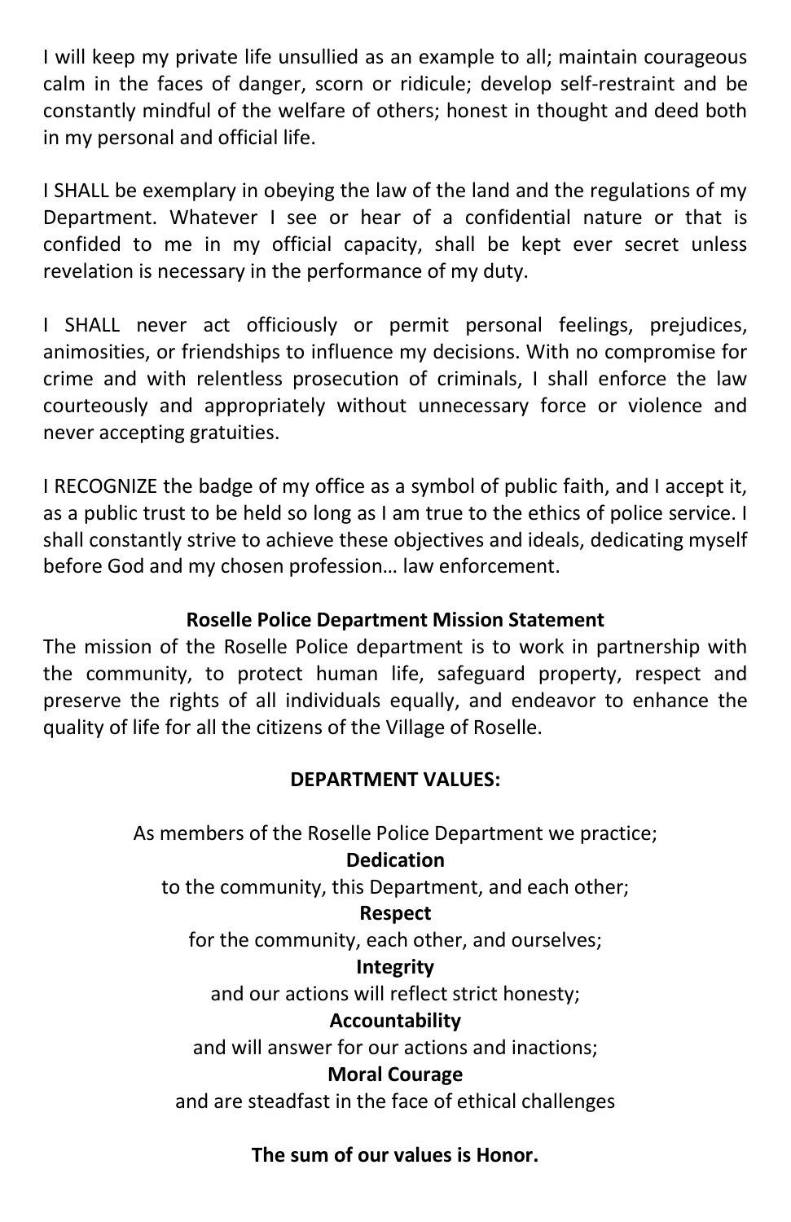I will keep my private life unsullied as an example to all; maintain courageous calm in the faces of danger, scorn or ridicule; develop self-restraint and be constantly mindful of the welfare of others; honest in thought and deed both in my personal and official life.

I SHALL be exemplary in obeying the law of the land and the regulations of my Department. Whatever I see or hear of a confidential nature or that is confided to me in my official capacity, shall be kept ever secret unless revelation is necessary in the performance of my duty.

I SHALL never act officiously or permit personal feelings, prejudices, animosities, or friendships to influence my decisions. With no compromise for crime and with relentless prosecution of criminals, I shall enforce the law courteously and appropriately without unnecessary force or violence and never accepting gratuities.

I RECOGNIZE the badge of my office as a symbol of public faith, and I accept it, as a public trust to be held so long as I am true to the ethics of police service. I shall constantly strive to achieve these objectives and ideals, dedicating myself before God and my chosen profession… law enforcement.

**Roselle Police Department Mission Statement**

The mission of the Roselle Police department is to work in partnership with the community, to protect human life, safeguard property, respect and preserve the rights of all individuals equally, and endeavor to enhance the quality of life for all the citizens of the Village of Roselle.

**DEPARTMENT VALUES:**

As members of the Roselle Police Department we practice;

**Dedication**
to the community, this Department, and each other;

**Respect**
for the community, each other, and ourselves;

**Integrity**
and our actions will reflect strict honesty;

**Accountability**
and will answer for our actions and inactions;

**Moral Courage**
and are steadfast in the face of ethical challenges

**The sum of our values is Honor.**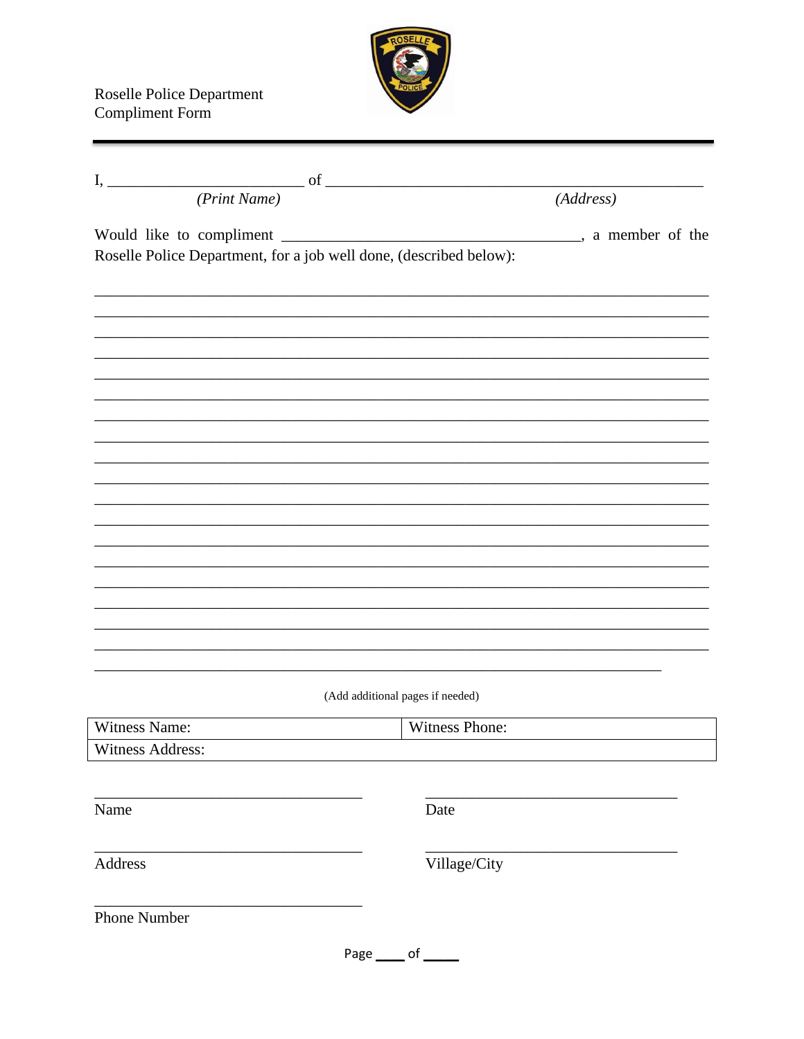Roselle Police Department
Compliment Form

---

I, __________________________ of __________________________________________________
*(Print Name)* *(Address)*

Would like to compliment ______________________________________, a member of the Roselle Police Department, for a job well done, (described below):

___________________________________________________________________________
___________________________________________________________________________
___________________________________________________________________________
___________________________________________________________________________
___________________________________________________________________________
___________________________________________________________________________
___________________________________________________________________________
___________________________________________________________________________
___________________________________________________________________________
___________________________________________________________________________
___________________________________________________________________________
___________________________________________________________________________
___________________________________________________________________________
___________________________________________________________________________
___________________________________________________________________________
___________________________________________________________________________
___________________________________________________________________________
___________________________________________________________________________
_______________________________________________________________________

(Add additional pages if needed)

| Witness Name: | Witness Phone: |
|---|---|
| Witness Address: | |

___________________________________ ___________________________________
Name Date

___________________________________ ___________________________________
Address Village/City

___________________________________
Phone Number

Page ____ of _____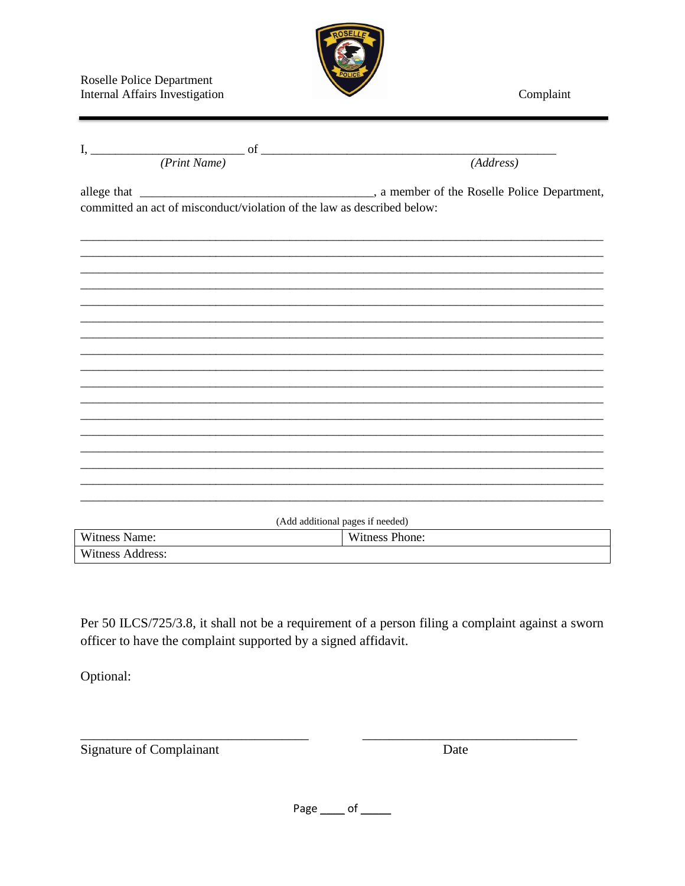Roselle Police Department
Internal Affairs Investigation

Complaint

I, ________________________ of ______________________________________________
*(Print Name)* *(Address)*

allege that ____________________________________, a member of the Roselle Police Department, committed an act of misconduct/violation of the law as described below:

________________________________________________________________________________
________________________________________________________________________________
________________________________________________________________________________
________________________________________________________________________________
________________________________________________________________________________
________________________________________________________________________________
________________________________________________________________________________
________________________________________________________________________________
________________________________________________________________________________
________________________________________________________________________________
________________________________________________________________________________
________________________________________________________________________________
________________________________________________________________________________
________________________________________________________________________________
________________________________________________________________________________
________________________________________________________________________________
________________________________________________________________________________

(Add additional pages if needed)

| | |
|---|---|
| Witness Name: | Witness Phone: |
| Witness Address: | |

Per 50 ILCS/725/3.8, it shall not be a requirement of a person filing a complaint against a sworn officer to have the complaint supported by a signed affidavit.

Optional:

___________________________________ ___________________________________
Signature of Complainant Date